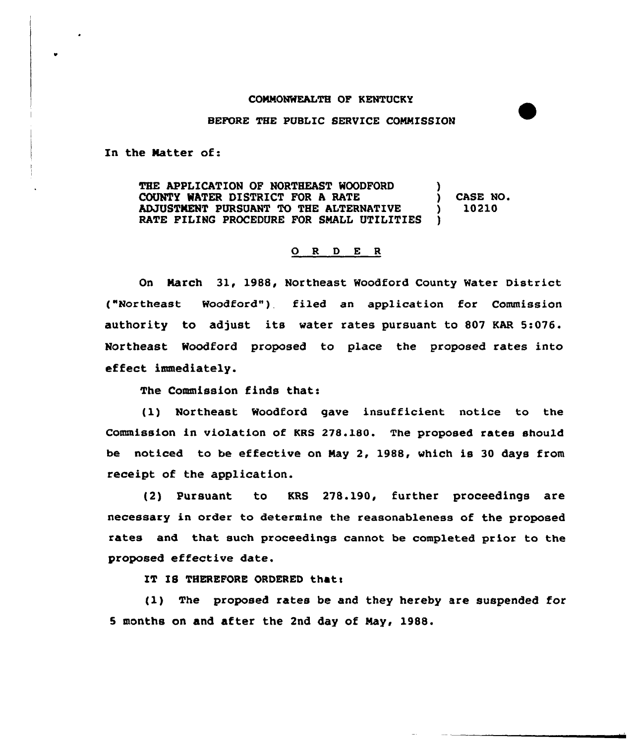COMMONWEALTH OF KENTUCKY

BEFORE THE PUBLIC SERVICE COMMISSION

In the Matter of:

| | | |
|---|---|---|
| THE APPLICATION OF NORTHEAST WOODFORD COUNTY WATER DISTRICT FOR A RATE ADJUSTMENT PURSUANT TO THE ALTERNATIVE RATE FILING PROCEDURE FOR SMALL UTILITIES | ) | CASE NO. 10210 |

## O R D E R

On March 31, 1988, Northeast Woodford County Water District ("Northeast Woodford") filed an application for Commission authority to adjust its water rates pursuant to 807 KAR 5:076. Northeast Woodford proposed to place the proposed rates into effect immediately.

The Commission finds that:

(1) Northeast Woodford gave insufficient notice to the Commission in violation of KRS 278.180. The proposed rates should be noticed to be effective on May 2, 1988, which is 30 days from receipt of the application.

(2) Pursuant to KRS 278.190, further proceedings are necessary in order to determine the reasonableness of the proposed rates and that such proceedings cannot be completed prior to the proposed effective date.

IT IS THEREFORE ORDERED that:

(1) The proposed rates be and they hereby are suspended for 5 months on and after the 2nd day of May, 1988.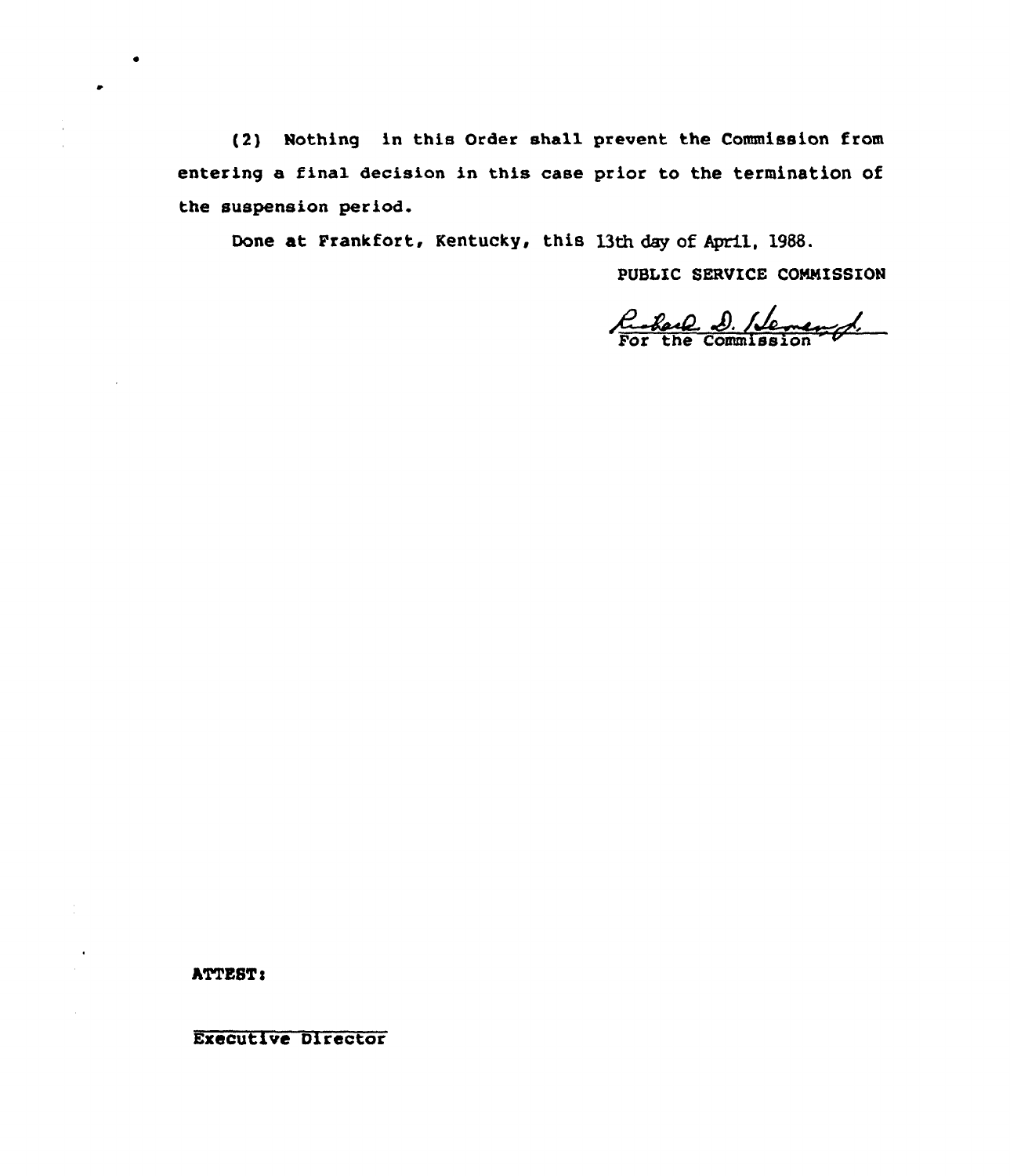(2) Nothing in this Order shall prevent the Commission from entering a final decision in this case prior to the termination of the suspension period.

Done at Frankfort, Kentucky, this 13th day of April, 1988.

PUBLIC SERVICE COMMISSION

For the Commission

ATTEST:

Executive Director